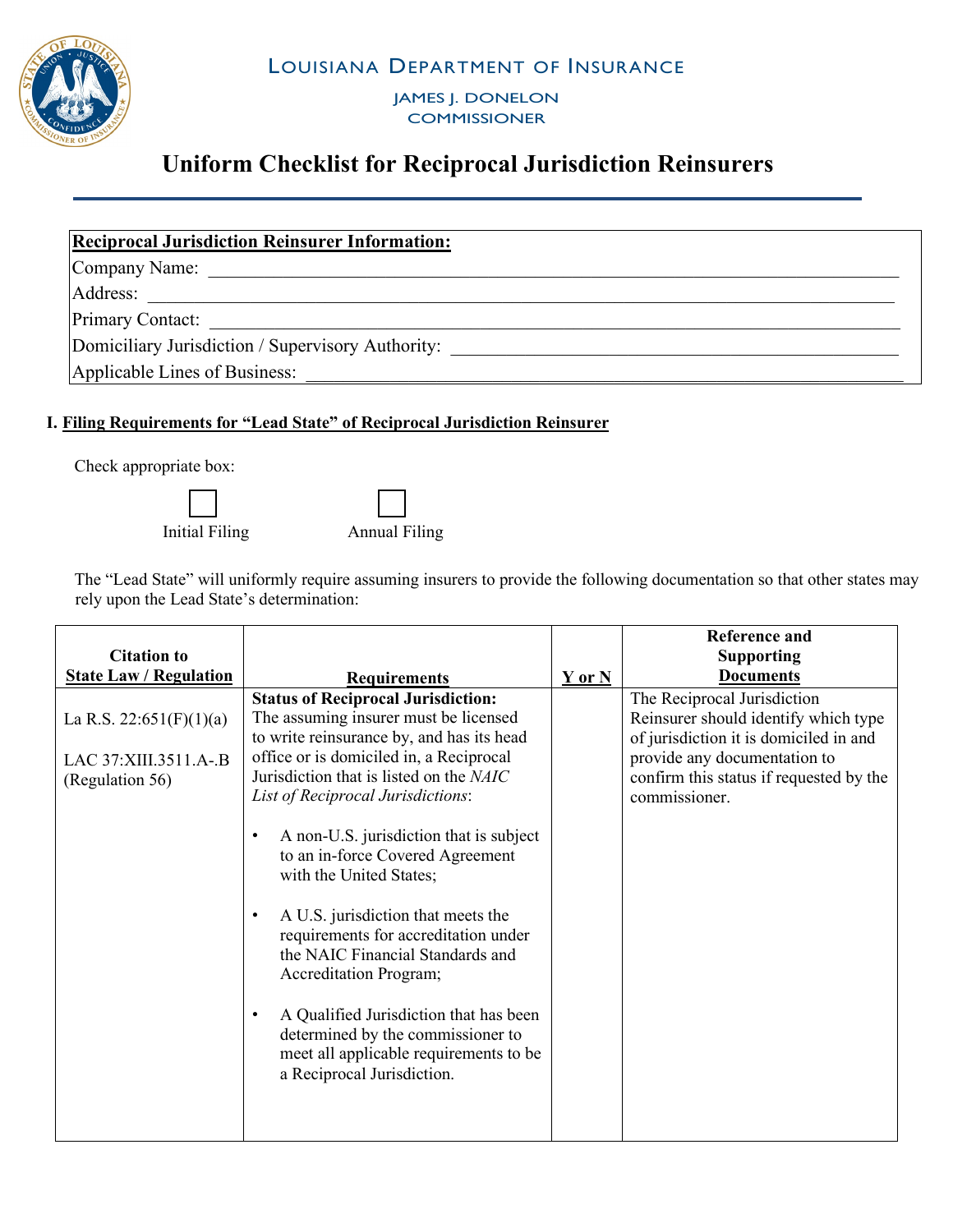# Louisiana Department of Insurance

James J. Donelon
Commissioner

# Uniform Checklist for Reciprocal Jurisdiction Reinsurers

**Reciprocal Jurisdiction Reinsurer Information:**

Company Name: ______________________________

Address: ______________________________

Primary Contact: ______________________________

Domiciliary Jurisdiction / Supervisory Authority: ______________________________

Applicable Lines of Business: ______________________________

## I. Filing Requirements for "Lead State" of Reciprocal Jurisdiction Reinsurer

Check appropriate box:

☐ Initial Filing  ☐ Annual Filing

The "Lead State" will uniformly require assuming insurers to provide the following documentation so that other states may rely upon the Lead State's determination:

| Citation to State Law / Regulation | Requirements | Y or N | Reference and Supporting Documents |
|---|---|---|---|
| La R.S. 22:651(F)(1)(a)<br><br>LAC 37:XIII.3511.A-.B (Regulation 56) | **Status of Reciprocal Jurisdiction:** The assuming insurer must be licensed to write reinsurance by, and has its head office or is domiciled in, a Reciprocal Jurisdiction that is listed on the *NAIC List of Reciprocal Jurisdictions*:<br><br>• A non-U.S. jurisdiction that is subject to an in-force Covered Agreement with the United States;<br><br>• A U.S. jurisdiction that meets the requirements for accreditation under the NAIC Financial Standards and Accreditation Program;<br><br>• A Qualified Jurisdiction that has been determined by the commissioner to meet all applicable requirements to be a Reciprocal Jurisdiction. | | The Reciprocal Jurisdiction Reinsurer should identify which type of jurisdiction it is domiciled in and provide any documentation to confirm this status if requested by the commissioner. |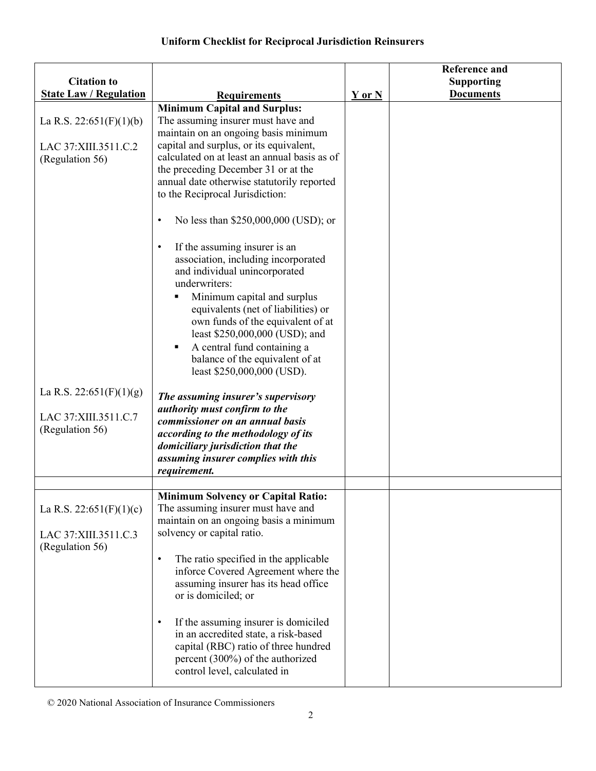## Uniform Checklist for Reciprocal Jurisdiction Reinsurers

| Citation to State Law / Regulation | Requirements | Y or N | Reference and Supporting Documents |
|---|---|---|---|
| La R.S. 22:651(F)(1)(b)<br><br>LAC 37:XIII.3511.C.2 (Regulation 56)<br><br><br><br><br><br><br><br><br><br>La R.S. 22:651(F)(1)(g)<br><br>LAC 37:XIII.3511.C.7 (Regulation 56) | **Minimum Capital and Surplus:**<br>The assuming insurer must have and maintain on an ongoing basis minimum capital and surplus, or its equivalent, calculated on at least an annual basis as of the preceding December 31 or at the annual date otherwise statutorily reported to the Reciprocal Jurisdiction:<br><br>• No less than $250,000,000 (USD); or<br><br>• If the assuming insurer is an association, including incorporated and individual unincorporated underwriters:<br>&nbsp;&nbsp;▪ Minimum capital and surplus equivalents (net of liabilities) or own funds of the equivalent of at least $250,000,000 (USD); and<br>&nbsp;&nbsp;▪ A central fund containing a balance of the equivalent of at least $250,000,000 (USD).<br><br>***The assuming insurer's supervisory authority must confirm to the commissioner on an annual basis according to the methodology of its domiciliary jurisdiction that the assuming insurer complies with this requirement.*** | | |
| | | | |
| La R.S. 22:651(F)(1)(c)<br><br>LAC 37:XIII.3511.C.3 (Regulation 56) | **Minimum Solvency or Capital Ratio:**<br>The assuming insurer must have and maintain on an ongoing basis a minimum solvency or capital ratio.<br><br>• The ratio specified in the applicable inforce Covered Agreement where the assuming insurer has its head office or is domiciled; or<br><br>• If the assuming insurer is domiciled in an accredited state, a risk-based capital (RBC) ratio of three hundred percent (300%) of the authorized control level, calculated in | | |

© 2020 National Association of Insurance Commissioners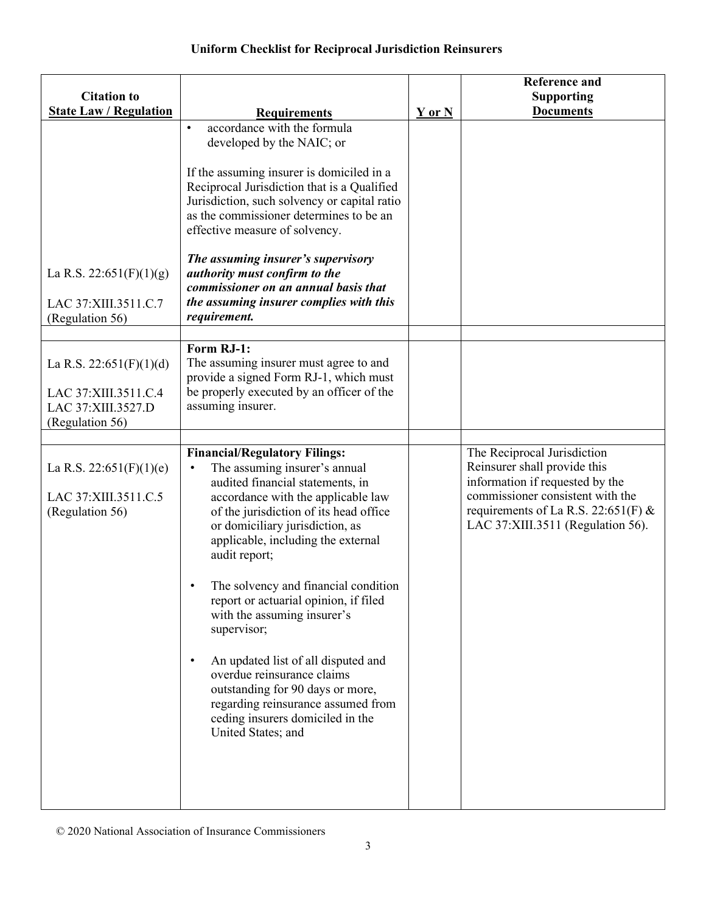**Uniform Checklist for Reciprocal Jurisdiction Reinsurers**

| Citation to State Law / Regulation | Requirements | Y or N | Reference and Supporting Documents |
|---|---|---|---|
| La R.S. 22:651(F)(1)(g)<br><br>LAC 37:XIII.3511.C.7 (Regulation 56) | • accordance with the formula developed by the NAIC; or<br><br>If the assuming insurer is domiciled in a Reciprocal Jurisdiction that is a Qualified Jurisdiction, such solvency or capital ratio as the commissioner determines to be an effective measure of solvency.<br><br>***The assuming insurer's supervisory authority must confirm to the commissioner on an annual basis that the assuming insurer complies with this requirement.*** | | |
| | | | |
| La R.S. 22:651(F)(1)(d)<br><br>LAC 37:XIII.3511.C.4<br>LAC 37:XIII.3527.D<br>(Regulation 56) | **Form RJ-1:**<br>The assuming insurer must agree to and provide a signed Form RJ-1, which must be properly executed by an officer of the assuming insurer. | | |
| | | | |
| La R.S. 22:651(F)(1)(e)<br><br>LAC 37:XIII.3511.C.5 (Regulation 56) | **Financial/Regulatory Filings:**<br>• The assuming insurer's annual audited financial statements, in accordance with the applicable law of the jurisdiction of its head office or domiciliary jurisdiction, as applicable, including the external audit report;<br><br>• The solvency and financial condition report or actuarial opinion, if filed with the assuming insurer's supervisor;<br><br>• An updated list of all disputed and overdue reinsurance claims outstanding for 90 days or more, regarding reinsurance assumed from ceding insurers domiciled in the United States; and | | The Reciprocal Jurisdiction Reinsurer shall provide this information if requested by the commissioner consistent with the requirements of La R.S. 22:651(F) & LAC 37:XIII.3511 (Regulation 56). |

© 2020 National Association of Insurance Commissioners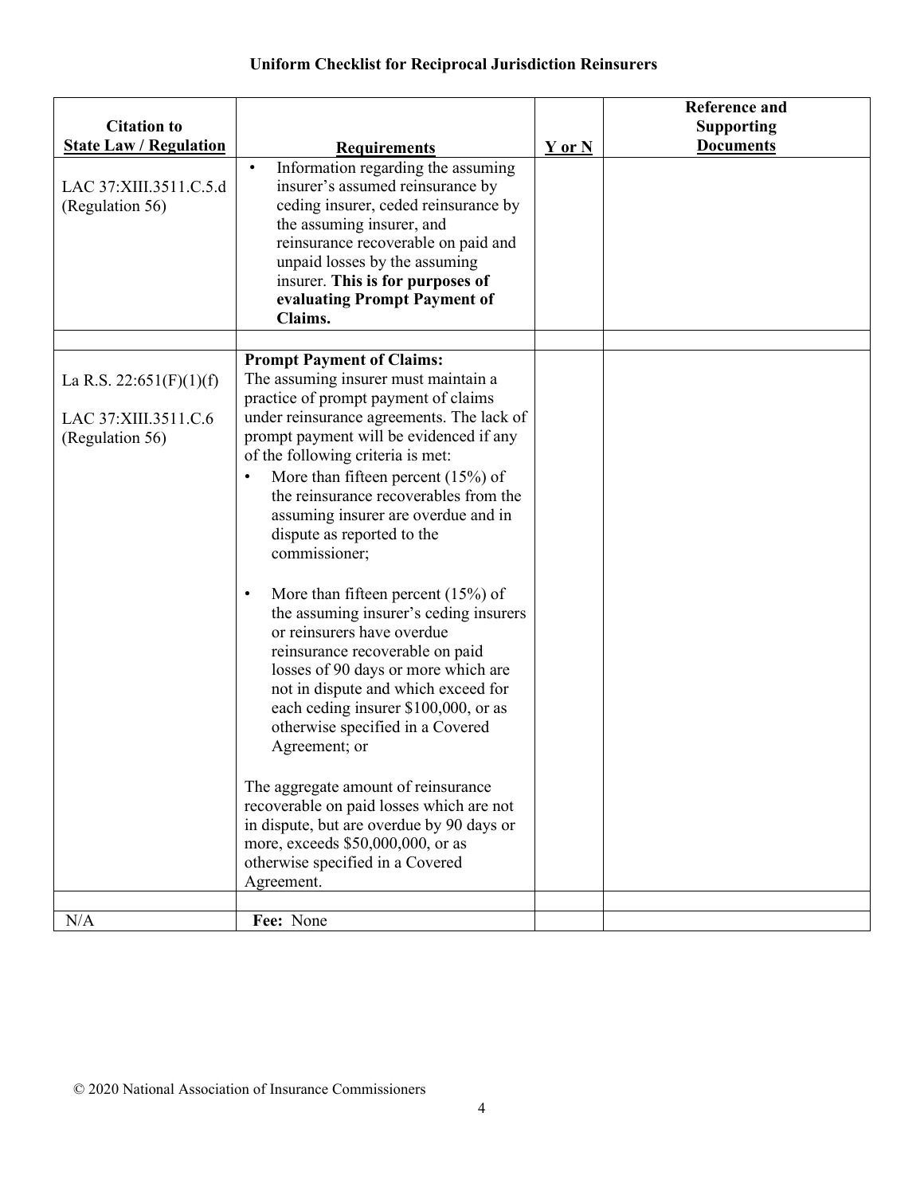# Uniform Checklist for Reciprocal Jurisdiction Reinsurers

| Citation to State Law / Regulation | Requirements | Y or N | Reference and Supporting Documents |
|---|---|---|---|
| LAC 37:XIII.3511.C.5.d (Regulation 56) | • Information regarding the assuming insurer's assumed reinsurance by ceding insurer, ceded reinsurance by the assuming insurer, and reinsurance recoverable on paid and unpaid losses by the assuming insurer. **This is for purposes of evaluating Prompt Payment of Claims.** | | |
| | | | |
| La R.S. 22:651(F)(1)(f)<br><br>LAC 37:XIII.3511.C.6 (Regulation 56) | **Prompt Payment of Claims:**<br>The assuming insurer must maintain a practice of prompt payment of claims under reinsurance agreements. The lack of prompt payment will be evidenced if any of the following criteria is met:<br>• More than fifteen percent (15%) of the reinsurance recoverables from the assuming insurer are overdue and in dispute as reported to the commissioner;<br><br>• More than fifteen percent (15%) of the assuming insurer's ceding insurers or reinsurers have overdue reinsurance recoverable on paid losses of 90 days or more which are not in dispute and which exceed for each ceding insurer \$100,000, or as otherwise specified in a Covered Agreement; or<br><br>The aggregate amount of reinsurance recoverable on paid losses which are not in dispute, but are overdue by 90 days or more, exceeds \$50,000,000, or as otherwise specified in a Covered Agreement. | | |
| | | | |
| N/A | **Fee:** None | | |

© 2020 National Association of Insurance Commissioners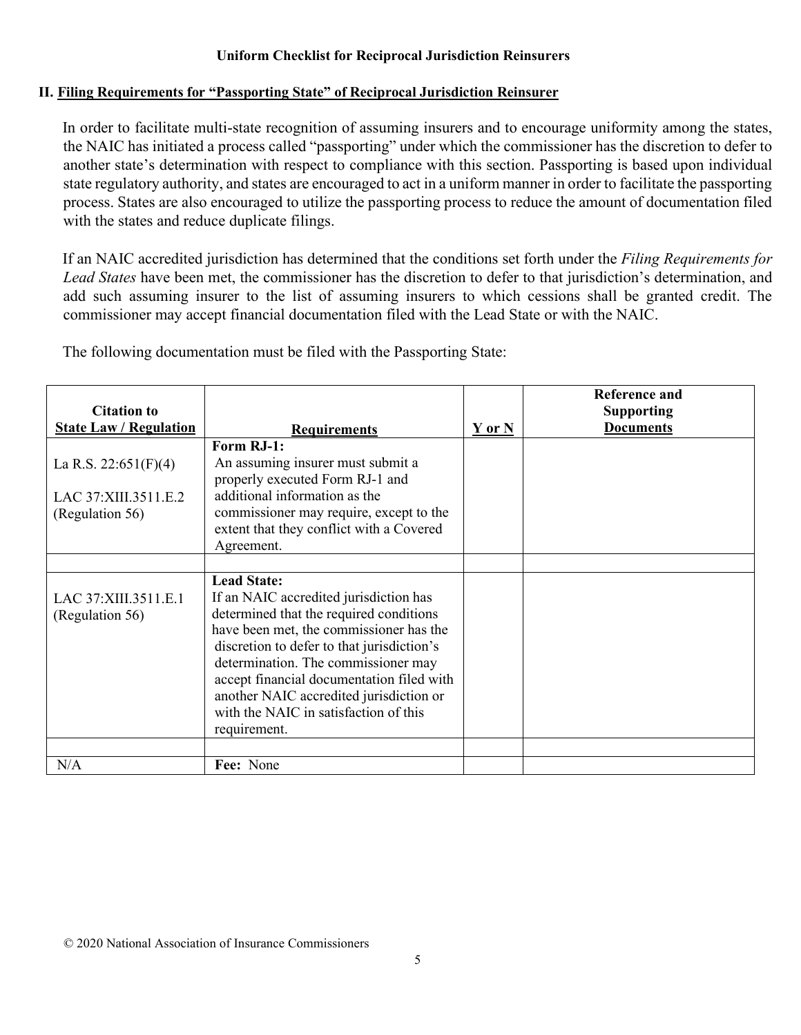**Uniform Checklist for Reciprocal Jurisdiction Reinsurers**

## II. Filing Requirements for "Passporting State" of Reciprocal Jurisdiction Reinsurer

In order to facilitate multi-state recognition of assuming insurers and to encourage uniformity among the states, the NAIC has initiated a process called "passporting" under which the commissioner has the discretion to defer to another state's determination with respect to compliance with this section. Passporting is based upon individual state regulatory authority, and states are encouraged to act in a uniform manner in order to facilitate the passporting process. States are also encouraged to utilize the passporting process to reduce the amount of documentation filed with the states and reduce duplicate filings.

If an NAIC accredited jurisdiction has determined that the conditions set forth under the *Filing Requirements for Lead States* have been met, the commissioner has the discretion to defer to that jurisdiction's determination, and add such assuming insurer to the list of assuming insurers to which cessions shall be granted credit. The commissioner may accept financial documentation filed with the Lead State or with the NAIC.

The following documentation must be filed with the Passporting State:

| Citation to State Law / Regulation | Requirements | Y or N | Reference and Supporting Documents |
|---|---|---|---|
| La R.S. 22:651(F)(4)<br><br>LAC 37:XIII.3511.E.2 (Regulation 56) | **Form RJ-1:**<br>An assuming insurer must submit a properly executed Form RJ-1 and additional information as the commissioner may require, except to the extent that they conflict with a Covered Agreement. | | |
| | | | |
| LAC 37:XIII.3511.E.1 (Regulation 56) | **Lead State:**<br>If an NAIC accredited jurisdiction has determined that the required conditions have been met, the commissioner has the discretion to defer to that jurisdiction's determination. The commissioner may accept financial documentation filed with another NAIC accredited jurisdiction or with the NAIC in satisfaction of this requirement. | | |
| | | | |
| N/A | **Fee:** None | | |

© 2020 National Association of Insurance Commissioners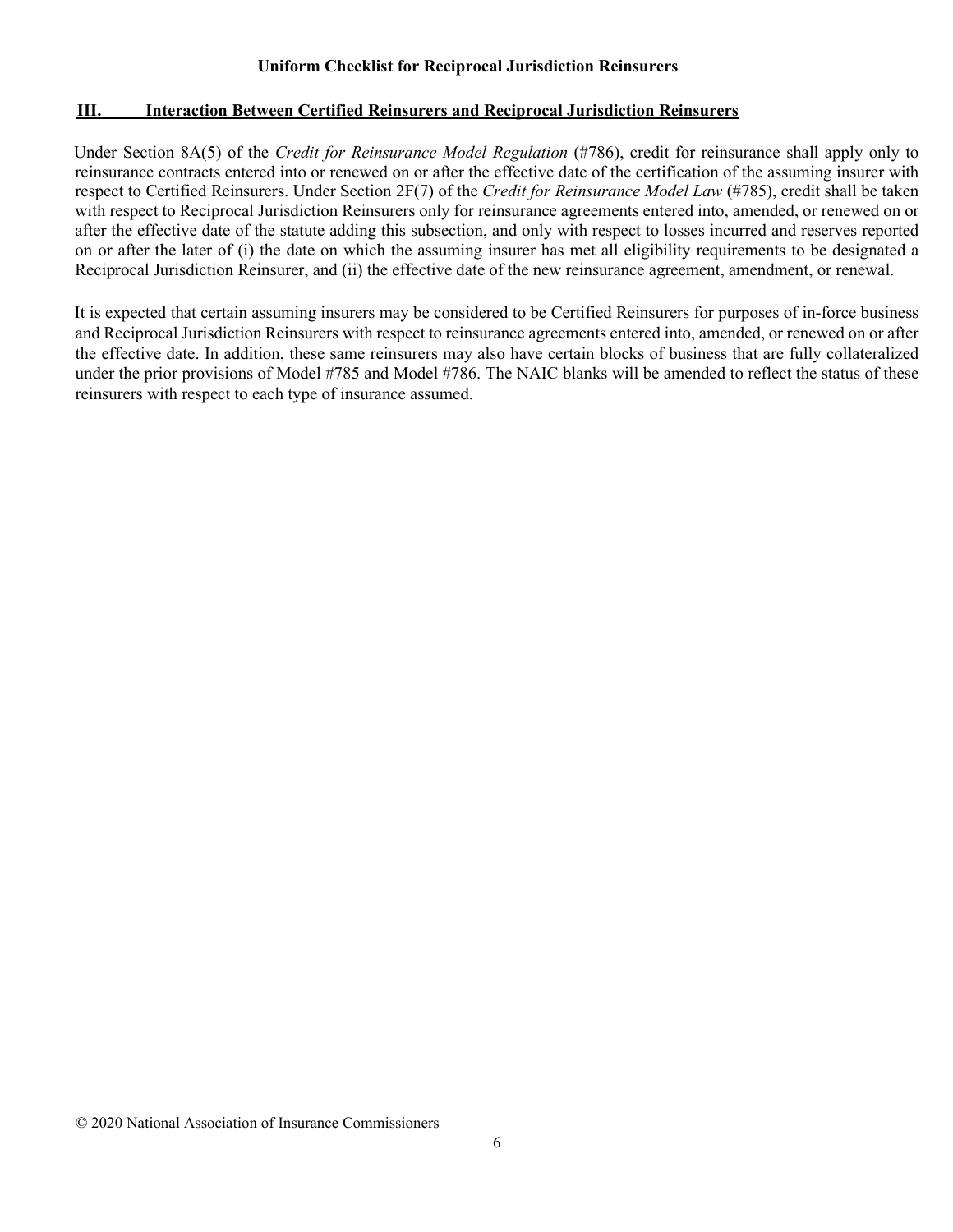## III. Interaction Between Certified Reinsurers and Reciprocal Jurisdiction Reinsurers

Under Section 8A(5) of the *Credit for Reinsurance Model Regulation* (#786), credit for reinsurance shall apply only to reinsurance contracts entered into or renewed on or after the effective date of the certification of the assuming insurer with respect to Certified Reinsurers. Under Section 2F(7) of the *Credit for Reinsurance Model Law* (#785), credit shall be taken with respect to Reciprocal Jurisdiction Reinsurers only for reinsurance agreements entered into, amended, or renewed on or after the effective date of the statute adding this subsection, and only with respect to losses incurred and reserves reported on or after the later of (i) the date on which the assuming insurer has met all eligibility requirements to be designated a Reciprocal Jurisdiction Reinsurer, and (ii) the effective date of the new reinsurance agreement, amendment, or renewal.

It is expected that certain assuming insurers may be considered to be Certified Reinsurers for purposes of in-force business and Reciprocal Jurisdiction Reinsurers with respect to reinsurance agreements entered into, amended, or renewed on or after the effective date. In addition, these same reinsurers may also have certain blocks of business that are fully collateralized under the prior provisions of Model #785 and Model #786. The NAIC blanks will be amended to reflect the status of these reinsurers with respect to each type of insurance assumed.

© 2020 National Association of Insurance Commissioners